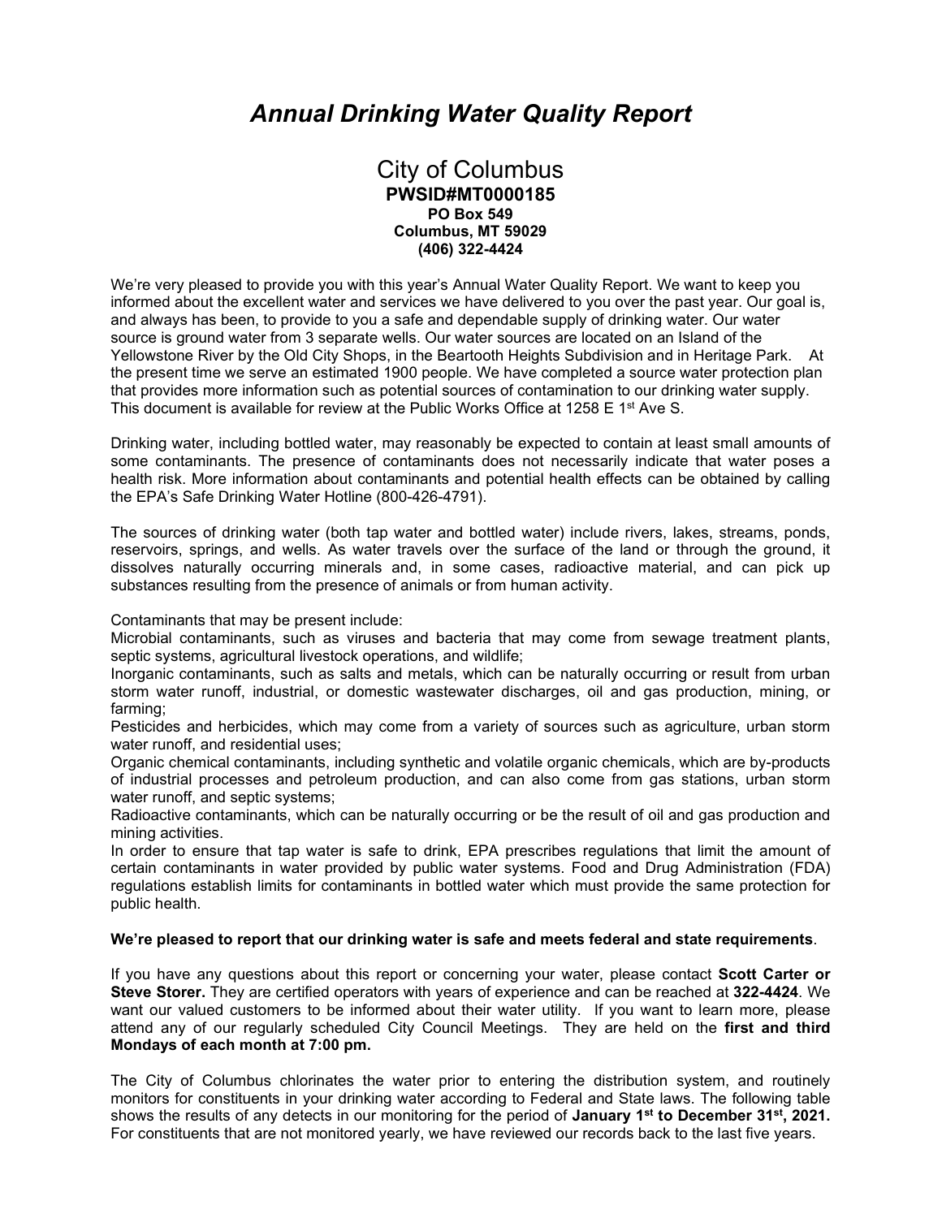# *Annual Drinking Water Quality Report*

## City of Columbus

**PWSID#MT0000185**
**PO Box 549**
**Columbus, MT 59029**
**(406) 322-4424**

We're very pleased to provide you with this year's Annual Water Quality Report. We want to keep you informed about the excellent water and services we have delivered to you over the past year. Our goal is, and always has been, to provide to you a safe and dependable supply of drinking water. Our water source is ground water from 3 separate wells. Our water sources are located on an Island of the Yellowstone River by the Old City Shops, in the Beartooth Heights Subdivision and in Heritage Park. At the present time we serve an estimated 1900 people. We have completed a source water protection plan that provides more information such as potential sources of contamination to our drinking water supply. This document is available for review at the Public Works Office at 1258 E 1st Ave S.

Drinking water, including bottled water, may reasonably be expected to contain at least small amounts of some contaminants. The presence of contaminants does not necessarily indicate that water poses a health risk. More information about contaminants and potential health effects can be obtained by calling the EPA's Safe Drinking Water Hotline (800-426-4791).

The sources of drinking water (both tap water and bottled water) include rivers, lakes, streams, ponds, reservoirs, springs, and wells. As water travels over the surface of the land or through the ground, it dissolves naturally occurring minerals and, in some cases, radioactive material, and can pick up substances resulting from the presence of animals or from human activity.

Contaminants that may be present include:
Microbial contaminants, such as viruses and bacteria that may come from sewage treatment plants, septic systems, agricultural livestock operations, and wildlife;
Inorganic contaminants, such as salts and metals, which can be naturally occurring or result from urban storm water runoff, industrial, or domestic wastewater discharges, oil and gas production, mining, or farming;
Pesticides and herbicides, which may come from a variety of sources such as agriculture, urban storm water runoff, and residential uses;
Organic chemical contaminants, including synthetic and volatile organic chemicals, which are by-products of industrial processes and petroleum production, and can also come from gas stations, urban storm water runoff, and septic systems;
Radioactive contaminants, which can be naturally occurring or be the result of oil and gas production and mining activities.
In order to ensure that tap water is safe to drink, EPA prescribes regulations that limit the amount of certain contaminants in water provided by public water systems. Food and Drug Administration (FDA) regulations establish limits for contaminants in bottled water which must provide the same protection for public health.

**We're pleased to report that our drinking water is safe and meets federal and state requirements**.

If you have any questions about this report or concerning your water, please contact **Scott Carter or Steve Storer.** They are certified operators with years of experience and can be reached at **322-4424**. We want our valued customers to be informed about their water utility. If you want to learn more, please attend any of our regularly scheduled City Council Meetings. They are held on the **first and third Mondays of each month at 7:00 pm.**

The City of Columbus chlorinates the water prior to entering the distribution system, and routinely monitors for constituents in your drinking water according to Federal and State laws. The following table shows the results of any detects in our monitoring for the period of **January 1st to December 31st, 2021.** For constituents that are not monitored yearly, we have reviewed our records back to the last five years.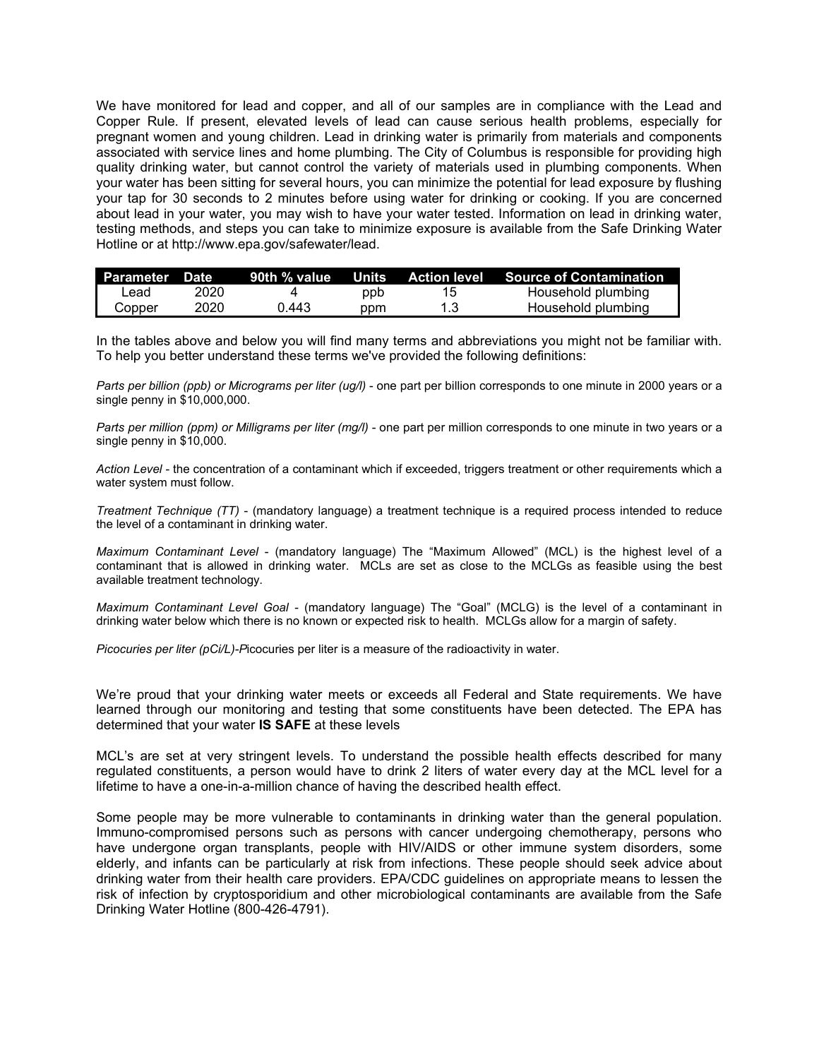We have monitored for lead and copper, and all of our samples are in compliance with the Lead and Copper Rule. If present, elevated levels of lead can cause serious health problems, especially for pregnant women and young children. Lead in drinking water is primarily from materials and components associated with service lines and home plumbing. The City of Columbus is responsible for providing high quality drinking water, but cannot control the variety of materials used in plumbing components. When your water has been sitting for several hours, you can minimize the potential for lead exposure by flushing your tap for 30 seconds to 2 minutes before using water for drinking or cooking. If you are concerned about lead in your water, you may wish to have your water tested. Information on lead in drinking water, testing methods, and steps you can take to minimize exposure is available from the Safe Drinking Water Hotline or at http://www.epa.gov/safewater/lead.

| Parameter | Date | 90th % value | Units | Action level | Source of Contamination |
|---|---|---|---|---|---|
| Lead | 2020 | 4 | ppb | 15 | Household plumbing |
| Copper | 2020 | 0.443 | ppm | 1.3 | Household plumbing |

In the tables above and below you will find many terms and abbreviations you might not be familiar with. To help you better understand these terms we've provided the following definitions:

*Parts per billion (ppb) or Micrograms per liter (ug/l)* - one part per billion corresponds to one minute in 2000 years or a single penny in $10,000,000.

*Parts per million (ppm) or Milligrams per liter (mg/l)* - one part per million corresponds to one minute in two years or a single penny in $10,000.

*Action Level* - the concentration of a contaminant which if exceeded, triggers treatment or other requirements which a water system must follow.

*Treatment Technique (TT)* - (mandatory language) a treatment technique is a required process intended to reduce the level of a contaminant in drinking water.

*Maximum Contaminant Level* - (mandatory language) The "Maximum Allowed" (MCL) is the highest level of a contaminant that is allowed in drinking water. MCLs are set as close to the MCLGs as feasible using the best available treatment technology.

*Maximum Contaminant Level Goal* - (mandatory language) The "Goal" (MCLG) is the level of a contaminant in drinking water below which there is no known or expected risk to health. MCLGs allow for a margin of safety.

*Picocuries per liter (pCi/L)-P*icocuries per liter is a measure of the radioactivity in water.

We're proud that your drinking water meets or exceeds all Federal and State requirements. We have learned through our monitoring and testing that some constituents have been detected. The EPA has determined that your water **IS SAFE** at these levels

MCL's are set at very stringent levels. To understand the possible health effects described for many regulated constituents, a person would have to drink 2 liters of water every day at the MCL level for a lifetime to have a one-in-a-million chance of having the described health effect.

Some people may be more vulnerable to contaminants in drinking water than the general population. Immuno-compromised persons such as persons with cancer undergoing chemotherapy, persons who have undergone organ transplants, people with HIV/AIDS or other immune system disorders, some elderly, and infants can be particularly at risk from infections. These people should seek advice about drinking water from their health care providers. EPA/CDC guidelines on appropriate means to lessen the risk of infection by cryptosporidium and other microbiological contaminants are available from the Safe Drinking Water Hotline (800-426-4791).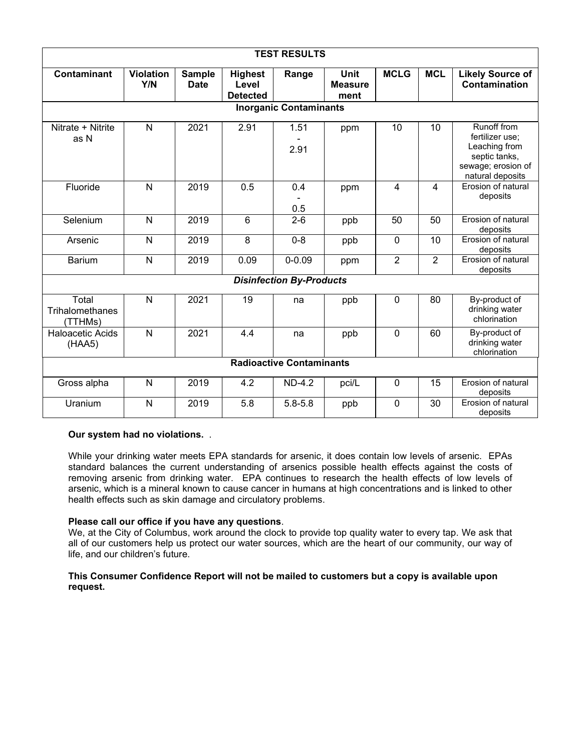| TEST RESULTS | | | | | | | | |
|---|---|---|---|---|---|---|---|---|
| **Contaminant** | **Violation Y/N** | **Sample Date** | **Highest Level Detected** | **Range** | **Unit Measure ment** | **MCLG** | **MCL** | **Likely Source of Contamination** |
| **Inorganic Contaminants** | | | | | | | | |
| Nitrate + Nitrite as N | N | 2021 | 2.91 | 1.51 - 2.91 | ppm | 10 | 10 | Runoff from fertilizer use; Leaching from septic tanks, sewage; erosion of natural deposits |
| Fluoride | N | 2019 | 0.5 | 0.4 - 0.5 | ppm | 4 | 4 | Erosion of natural deposits |
| Selenium | N | 2019 | 6 | 2-6 | ppb | 50 | 50 | Erosion of natural deposits |
| Arsenic | N | 2019 | 8 | 0-8 | ppb | 0 | 10 | Erosion of natural deposits |
| Barium | N | 2019 | 0.09 | 0-0.09 | ppm | 2 | 2 | Erosion of natural deposits |
| ***Disinfection By-Products*** | | | | | | | | |
| Total Trihalomethanes (TTHMs) | N | 2021 | 19 | na | ppb | 0 | 80 | By-product of drinking water chlorination |
| Haloacetic Acids (HAA5) | N | 2021 | 4.4 | na | ppb | 0 | 60 | By-product of drinking water chlorination |
| **Radioactive Contaminants** | | | | | | | | |
| Gross alpha | N | 2019 | 4.2 | ND-4.2 | pci/L | 0 | 15 | Erosion of natural deposits |
| Uranium | N | 2019 | 5.8 | 5.8-5.8 | ppb | 0 | 30 | Erosion of natural deposits |

**Our system had no violations.** .

While your drinking water meets EPA standards for arsenic, it does contain low levels of arsenic. EPAs standard balances the current understanding of arsenics possible health effects against the costs of removing arsenic from drinking water. EPA continues to research the health effects of low levels of arsenic, which is a mineral known to cause cancer in humans at high concentrations and is linked to other health effects such as skin damage and circulatory problems.

**Please call our office if you have any questions**.
We, at the City of Columbus, work around the clock to provide top quality water to every tap. We ask that all of our customers help us protect our water sources, which are the heart of our community, our way of life, and our children's future.

**This Consumer Confidence Report will not be mailed to customers but a copy is available upon request.**